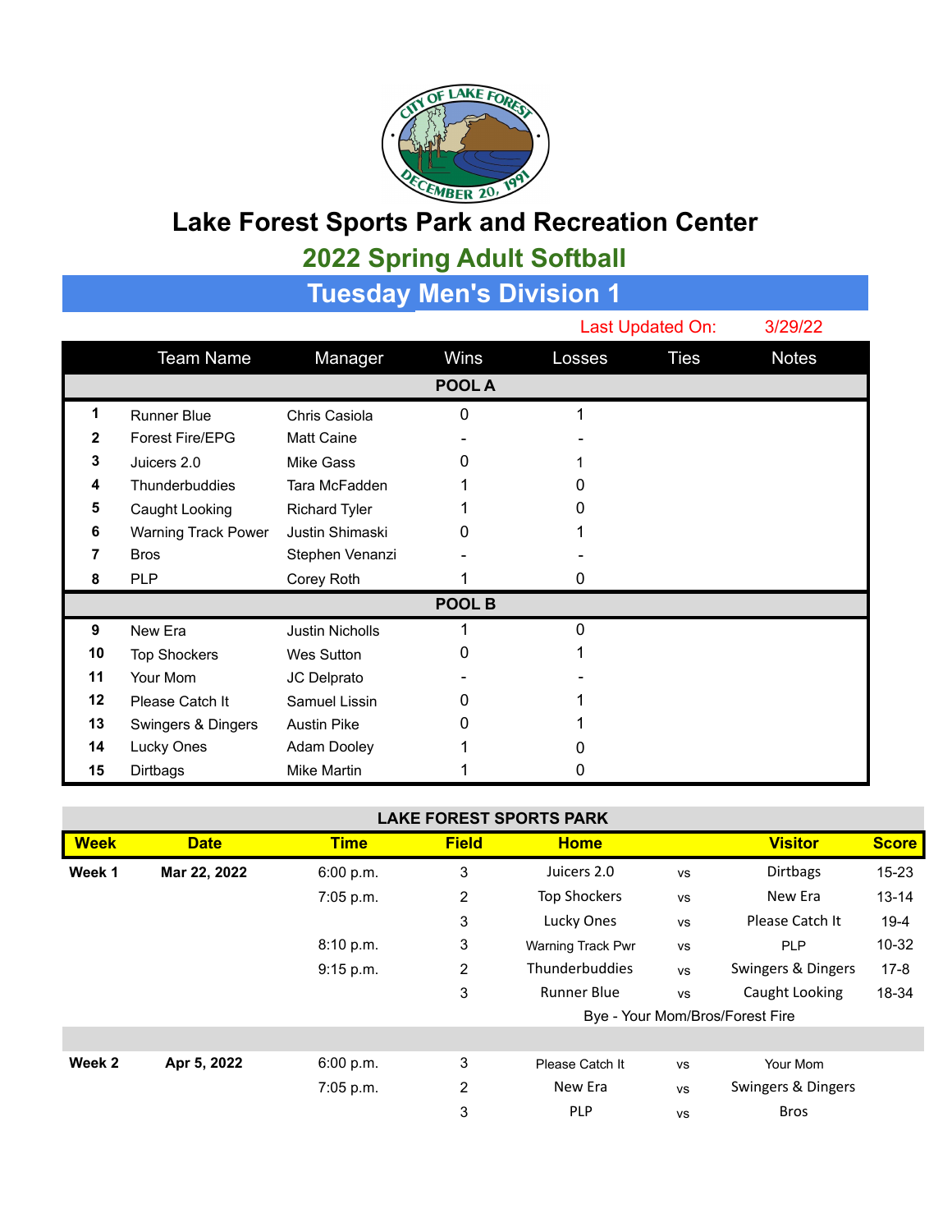# Lake Forest Sports Park and Recreation Center

## 2022 Spring Adult Softball

## Tuesday Men's Division 1

Last Updated On: 3/29/22

| | Team Name | Manager | Wins | Losses | Ties | Notes |
|---|---|---|---|---|---|---|
| | | | **POOL A** | | | |
| 1 | Runner Blue | Chris Casiola | 0 | 1 | | |
| 2 | Forest Fire/EPG | Matt Caine | - | - | | |
| 3 | Juicers 2.0 | Mike Gass | 0 | 1 | | |
| 4 | Thunderbuddies | Tara McFadden | 1 | 0 | | |
| 5 | Caught Looking | Richard Tyler | 1 | 0 | | |
| 6 | Warning Track Power | Justin Shimaski | 0 | 1 | | |
| 7 | Bros | Stephen Venanzi | - | - | | |
| 8 | PLP | Corey Roth | 1 | 0 | | |
| | | | **POOL B** | | | |
| 9 | New Era | Justin Nicholls | 1 | 0 | | |
| 10 | Top Shockers | Wes Sutton | 0 | 1 | | |
| 11 | Your Mom | JC Delprato | - | - | | |
| 12 | Please Catch It | Samuel Lissin | 0 | 1 | | |
| 13 | Swingers & Dingers | Austin Pike | 0 | 1 | | |
| 14 | Lucky Ones | Adam Dooley | 1 | 0 | | |
| 15 | Dirtbags | Mike Martin | 1 | 0 | | |

**LAKE FOREST SPORTS PARK**

| Week | Date | Time | Field | Home | | Visitor | Score |
|---|---|---|---|---|---|---|---|
| **Week 1** | **Mar 22, 2022** | 6:00 p.m. | 3 | Juicers 2.0 | vs | Dirtbags | 15-23 |
| | | 7:05 p.m. | 2 | Top Shockers | vs | New Era | 13-14 |
| | | | 3 | Lucky Ones | vs | Please Catch It | 19-4 |
| | | 8:10 p.m. | 3 | Warning Track Pwr | vs | PLP | 10-32 |
| | | 9:15 p.m. | 2 | Thunderbuddies | vs | Swingers & Dingers | 17-8 |
| | | | 3 | Runner Blue | vs | Caught Looking | 18-34 |
| | | | | Bye - Your Mom/Bros/Forest Fire | | | |
| | | | | | | | |
| **Week 2** | **Apr 5, 2022** | 6:00 p.m. | 3 | Please Catch It | vs | Your Mom | |
| | | 7:05 p.m. | 2 | New Era | vs | Swingers & Dingers | |
| | | | 3 | PLP | vs | Bros | |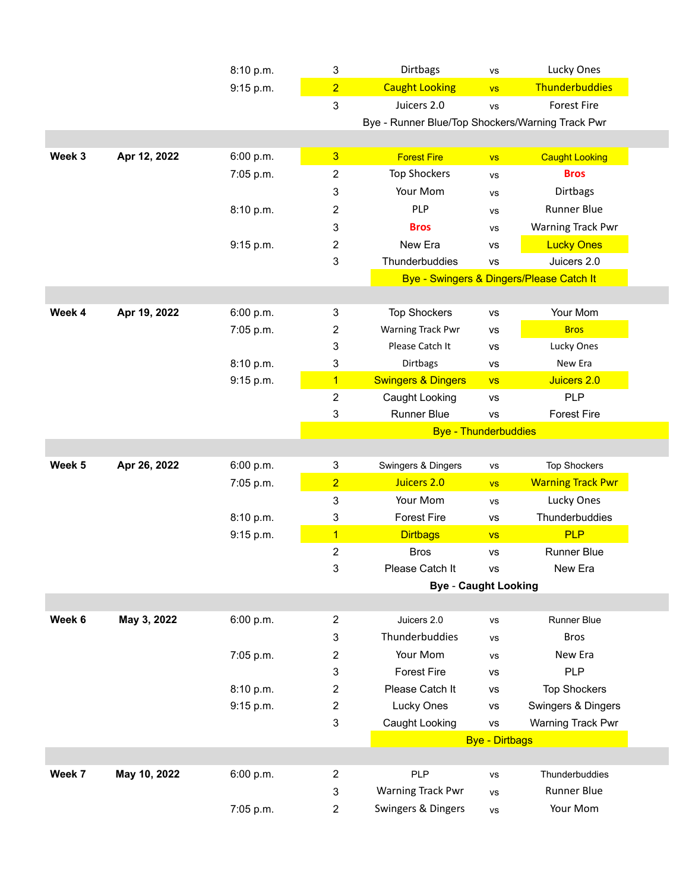| Week | Date | Time | Field | Team | | Team |
|---|---|---|---|---|---|---|
| | | 8:10 p.m. | 3 | Dirtbags | vs | Lucky Ones |
| | | 9:15 p.m. | 2 | Caught Looking | vs | Thunderbuddies |
| | | | 3 | Juicers 2.0 | vs | Forest Fire |
| | | | | Bye - Runner Blue/Top Shockers/Warning Track Pwr | | |
| **Week 3** | **Apr 12, 2022** | 6:00 p.m. | 3 | Forest Fire | vs | Caught Looking |
| | | 7:05 p.m. | 2 | Top Shockers | vs | **Bros** |
| | | | 3 | Your Mom | vs | Dirtbags |
| | | 8:10 p.m. | 2 | PLP | vs | Runner Blue |
| | | | 3 | **Bros** | vs | Warning Track Pwr |
| | | 9:15 p.m. | 2 | New Era | vs | Lucky Ones |
| | | | 3 | Thunderbuddies | vs | Juicers 2.0 |
| | | | | Bye - Swingers & Dingers/Please Catch It | | |
| **Week 4** | **Apr 19, 2022** | 6:00 p.m. | 3 | Top Shockers | vs | Your Mom |
| | | 7:05 p.m. | 2 | Warning Track Pwr | vs | Bros |
| | | | 3 | Please Catch It | vs | Lucky Ones |
| | | 8:10 p.m. | 3 | Dirtbags | vs | New Era |
| | | 9:15 p.m. | 1 | Swingers & Dingers | vs | Juicers 2.0 |
| | | | 2 | Caught Looking | vs | PLP |
| | | | 3 | Runner Blue | vs | Forest Fire |
| | | | | Bye - Thunderbuddies | | |
| **Week 5** | **Apr 26, 2022** | 6:00 p.m. | 3 | Swingers & Dingers | vs | Top Shockers |
| | | 7:05 p.m. | 2 | Juicers 2.0 | vs | Warning Track Pwr |
| | | | 3 | Your Mom | vs | Lucky Ones |
| | | 8:10 p.m. | 3 | Forest Fire | vs | Thunderbuddies |
| | | 9:15 p.m. | 1 | Dirtbags | vs | PLP |
| | | | 2 | Bros | vs | Runner Blue |
| | | | 3 | Please Catch It | vs | New Era |
| | | | | **Bye - Caught Looking** | | |
| **Week 6** | **May 3, 2022** | 6:00 p.m. | 2 | Juicers 2.0 | vs | Runner Blue |
| | | | 3 | Thunderbuddies | vs | Bros |
| | | 7:05 p.m. | 2 | Your Mom | vs | New Era |
| | | | 3 | Forest Fire | vs | PLP |
| | | 8:10 p.m. | 2 | Please Catch It | vs | Top Shockers |
| | | 9:15 p.m. | 2 | Lucky Ones | vs | Swingers & Dingers |
| | | | 3 | Caught Looking | vs | Warning Track Pwr |
| | | | | Bye - Dirtbags | | |
| **Week 7** | **May 10, 2022** | 6:00 p.m. | 2 | PLP | vs | Thunderbuddies |
| | | | 3 | Warning Track Pwr | vs | Runner Blue |
| | | 7:05 p.m. | 2 | Swingers & Dingers | vs | Your Mom |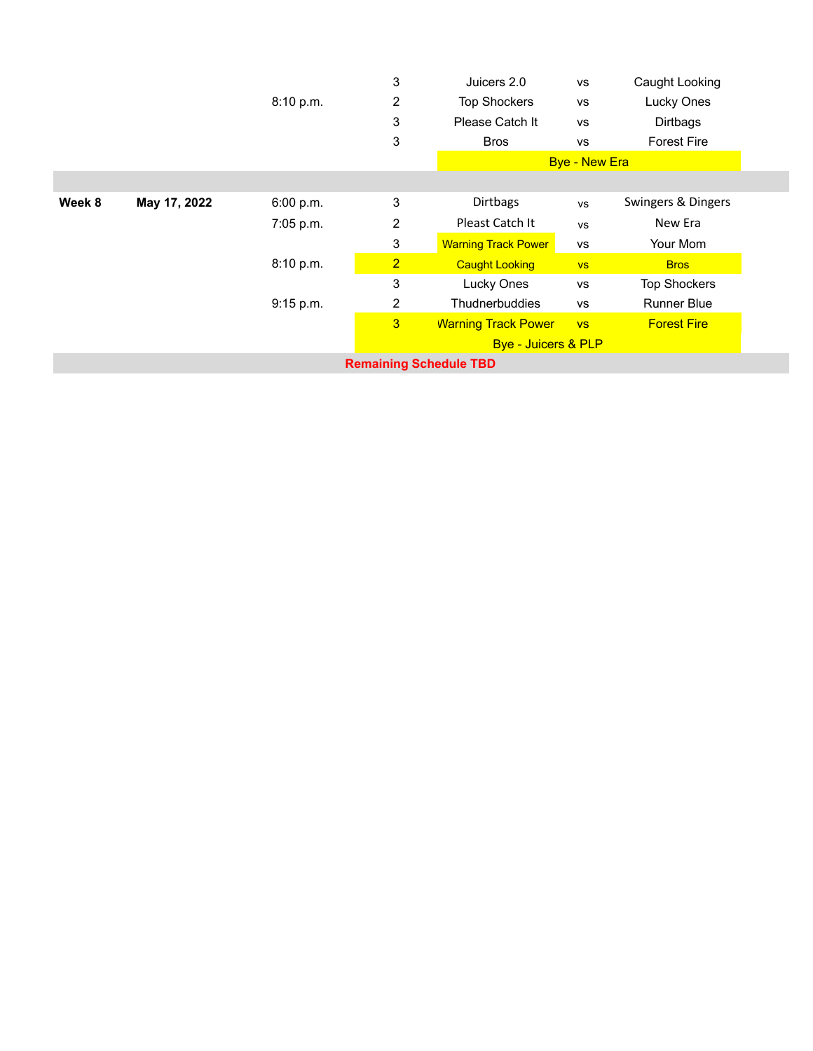| | | | | | | |
|---|---|---|---|---|---|---|
| | | | 3 | Juicers 2.0 | vs | Caught Looking |
| | | 8:10 p.m. | 2 | Top Shockers | vs | Lucky Ones |
| | | | 3 | Please Catch It | vs | Dirtbags |
| | | | 3 | Bros | vs | Forest Fire |
| | | | | Bye - New Era | | |
| | | | | | | |
| **Week 8** | **May 17, 2022** | 6:00 p.m. | 3 | Dirtbags | vs | Swingers & Dingers |
| | | 7:05 p.m. | 2 | Pleast Catch It | vs | New Era |
| | | | 3 | Warning Track Power | vs | Your Mom |
| | | 8:10 p.m. | 2 | Caught Looking | vs | Bros |
| | | | 3 | Lucky Ones | vs | Top Shockers |
| | | 9:15 p.m. | 2 | Thudnerbuddies | vs | Runner Blue |
| | | | 3 | Warning Track Power | vs | Forest Fire |
| | | | | Bye - Juicers & PLP | | |

**Remaining Schedule TBD**